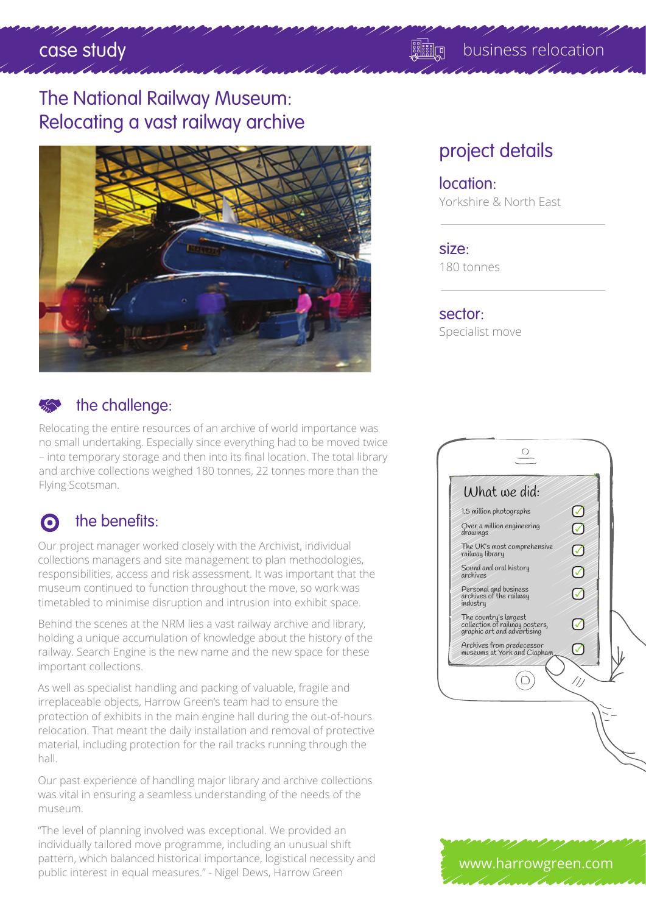case study

business relocation

# The National Railway Museum: Relocating a vast railway archive

## project details

**location:**
Yorkshire & North East

**size:**
180 tonnes

**sector:**
Specialist move

## the challenge:

Relocating the entire resources of an archive of world importance was no small undertaking. Especially since everything had to be moved twice – into temporary storage and then into its final location. The total library and archive collections weighed 180 tonnes, 22 tonnes more than the Flying Scotsman.

## the benefits:

Our project manager worked closely with the Archivist, individual collections managers and site management to plan methodologies, responsibilities, access and risk assessment. It was important that the museum continued to function throughout the move, so work was timetabled to minimise disruption and intrusion into exhibit space.

Behind the scenes at the NRM lies a vast railway archive and library, holding a unique accumulation of knowledge about the history of the railway. Search Engine is the new name and the new space for these important collections.

As well as specialist handling and packing of valuable, fragile and irreplaceable objects, Harrow Green's team had to ensure the protection of exhibits in the main engine hall during the out-of-hours relocation. That meant the daily installation and removal of protective material, including protection for the rail tracks running through the hall.

Our past experience of handling major library and archive collections was vital in ensuring a seamless understanding of the needs of the museum.

"The level of planning involved was exceptional. We provided an individually tailored move programme, including an unusual shift pattern, which balanced historical importance, logistical necessity and public interest in equal measures." - Nigel Dews, Harrow Green

### What we did:

- 1.5 million photographs ✓
- Over a million engineering drawings ✓
- The UK's most comprehensive railway library ✓
- Sound and oral history archives ✓
- Personal and business archives of the railway industry ✓
- The country's largest collection of railway posters, graphic art and advertising ✓
- Archives from predecessor museums at York and Clapham ✓

www.harrowgreen.com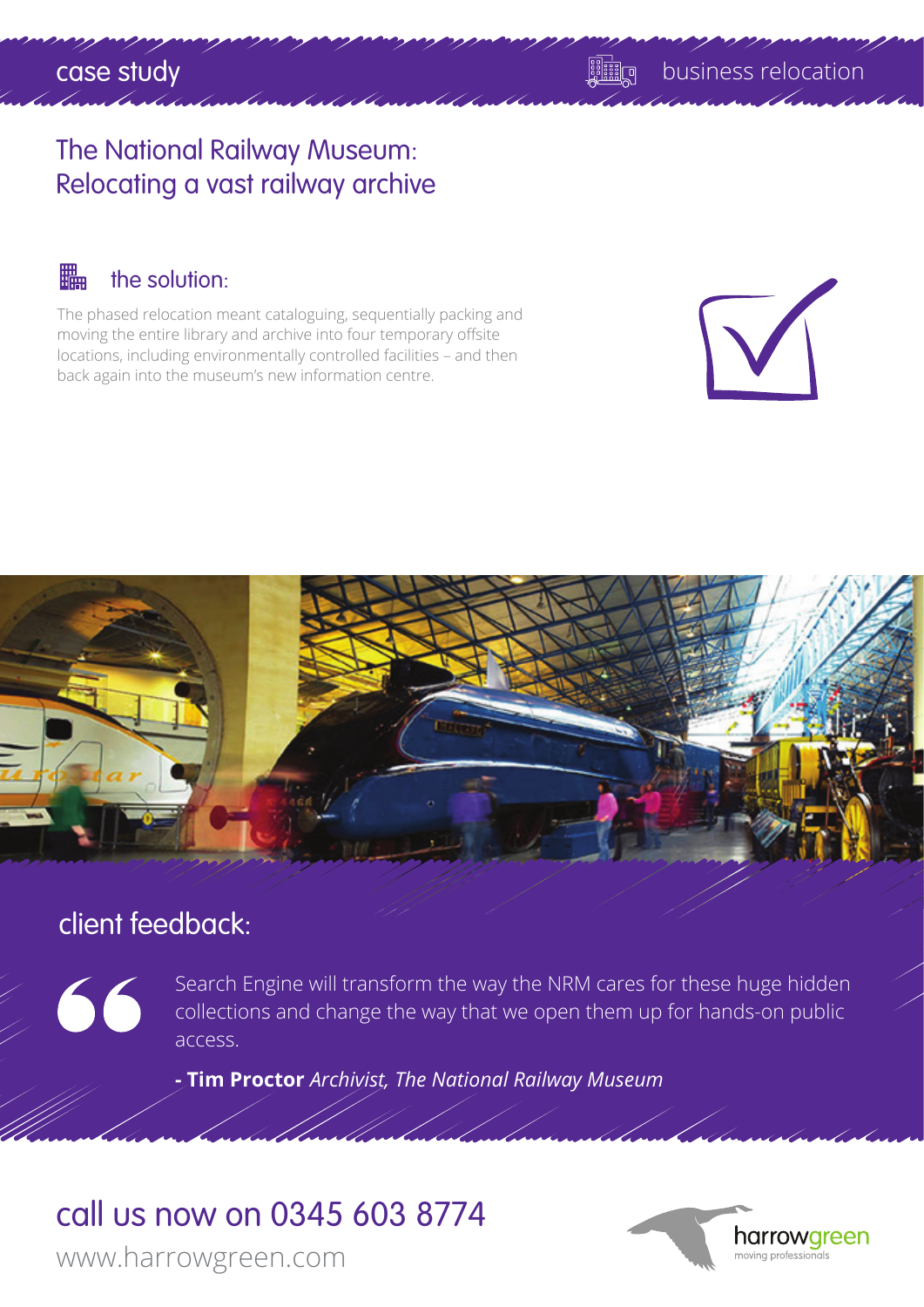case study

business relocation

# The National Railway Museum: Relocating a vast railway archive

## the solution:

The phased relocation meant cataloguing, sequentially packing and moving the entire library and archive into four temporary offsite locations, including environmentally controlled facilities – and then back again into the museum's new information centre.

## client feedback:

Search Engine will transform the way the NRM cares for these huge hidden collections and change the way that we open them up for hands-on public access.

**- Tim Proctor** *Archivist, The National Railway Museum*

call us now on 0345 603 8774

www.harrowgreen.com

harrowgreen
moving professionals